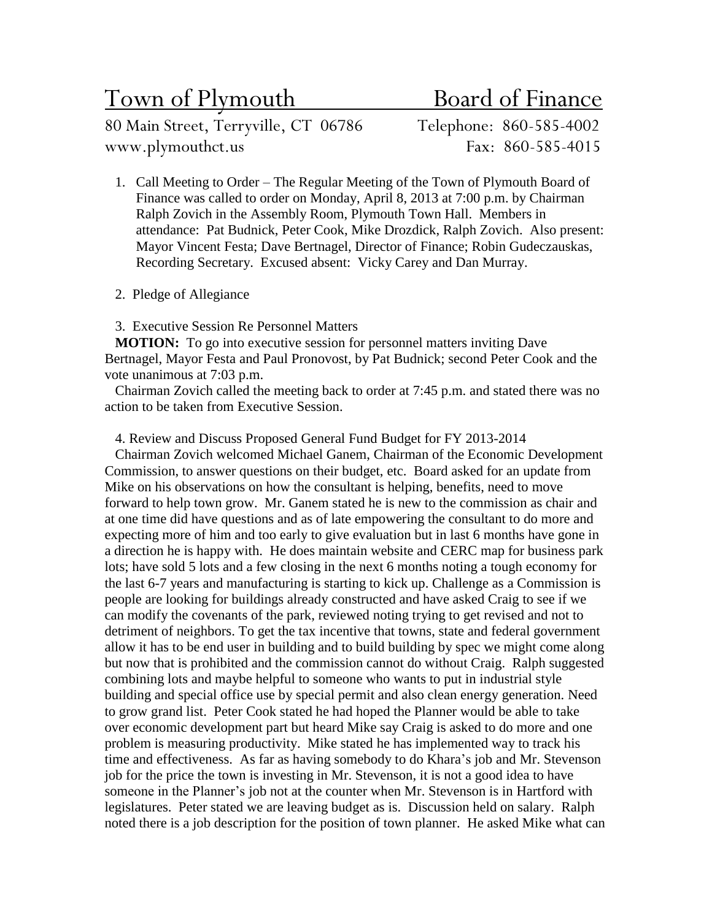# Town of Plymouth Board of Finance

80 Main Street, Terryville, CT 06786 Telephone: 860-585-4002
www.plymouthct.us Fax: 860-585-4015

1. Call Meeting to Order – The Regular Meeting of the Town of Plymouth Board of Finance was called to order on Monday, April 8, 2013 at 7:00 p.m. by Chairman Ralph Zovich in the Assembly Room, Plymouth Town Hall. Members in attendance: Pat Budnick, Peter Cook, Mike Drozdick, Ralph Zovich. Also present: Mayor Vincent Festa; Dave Bertnagel, Director of Finance; Robin Gudeczauskas, Recording Secretary. Excused absent: Vicky Carey and Dan Murray.

2. Pledge of Allegiance

3. Executive Session Re Personnel Matters

**MOTION:** To go into executive session for personnel matters inviting Dave Bertnagel, Mayor Festa and Paul Pronovost, by Pat Budnick; second Peter Cook and the vote unanimous at 7:03 p.m.

Chairman Zovich called the meeting back to order at 7:45 p.m. and stated there was no action to be taken from Executive Session.

4. Review and Discuss Proposed General Fund Budget for FY 2013-2014

Chairman Zovich welcomed Michael Ganem, Chairman of the Economic Development Commission, to answer questions on their budget, etc. Board asked for an update from Mike on his observations on how the consultant is helping, benefits, need to move forward to help town grow. Mr. Ganem stated he is new to the commission as chair and at one time did have questions and as of late empowering the consultant to do more and expecting more of him and too early to give evaluation but in last 6 months have gone in a direction he is happy with. He does maintain website and CERC map for business park lots; have sold 5 lots and a few closing in the next 6 months noting a tough economy for the last 6-7 years and manufacturing is starting to kick up. Challenge as a Commission is people are looking for buildings already constructed and have asked Craig to see if we can modify the covenants of the park, reviewed noting trying to get revised and not to detriment of neighbors. To get the tax incentive that towns, state and federal government allow it has to be end user in building and to build building by spec we might come along but now that is prohibited and the commission cannot do without Craig. Ralph suggested combining lots and maybe helpful to someone who wants to put in industrial style building and special office use by special permit and also clean energy generation. Need to grow grand list. Peter Cook stated he had hoped the Planner would be able to take over economic development part but heard Mike say Craig is asked to do more and one problem is measuring productivity. Mike stated he has implemented way to track his time and effectiveness. As far as having somebody to do Khara's job and Mr. Stevenson job for the price the town is investing in Mr. Stevenson, it is not a good idea to have someone in the Planner's job not at the counter when Mr. Stevenson is in Hartford with legislatures. Peter stated we are leaving budget as is. Discussion held on salary. Ralph noted there is a job description for the position of town planner. He asked Mike what can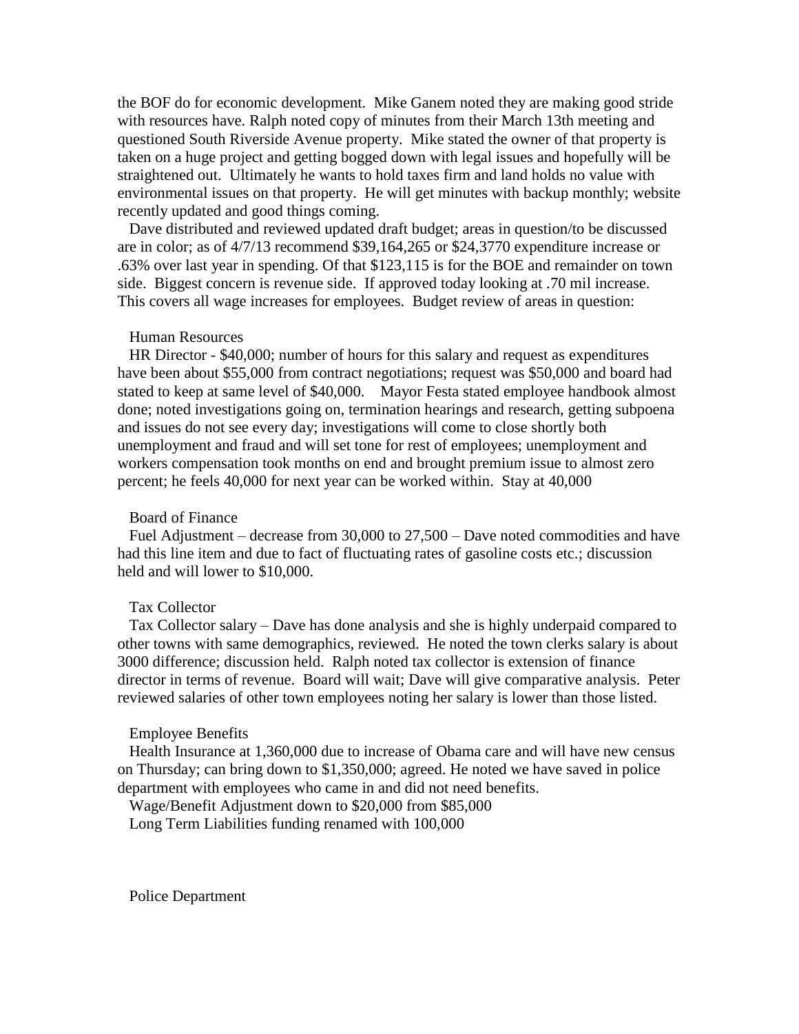the BOF do for economic development. Mike Ganem noted they are making good stride with resources have. Ralph noted copy of minutes from their March 13th meeting and questioned South Riverside Avenue property. Mike stated the owner of that property is taken on a huge project and getting bogged down with legal issues and hopefully will be straightened out. Ultimately he wants to hold taxes firm and land holds no value with environmental issues on that property. He will get minutes with backup monthly; website recently updated and good things coming.

Dave distributed and reviewed updated draft budget; areas in question/to be discussed are in color; as of 4/7/13 recommend $39,164,265 or $24,3770 expenditure increase or .63% over last year in spending. Of that $123,115 is for the BOE and remainder on town side. Biggest concern is revenue side. If approved today looking at .70 mil increase. This covers all wage increases for employees. Budget review of areas in question:

Human Resources

HR Director - $40,000; number of hours for this salary and request as expenditures have been about $55,000 from contract negotiations; request was $50,000 and board had stated to keep at same level of $40,000. Mayor Festa stated employee handbook almost done; noted investigations going on, termination hearings and research, getting subpoena and issues do not see every day; investigations will come to close shortly both unemployment and fraud and will set tone for rest of employees; unemployment and workers compensation took months on end and brought premium issue to almost zero percent; he feels 40,000 for next year can be worked within. Stay at 40,000

Board of Finance

Fuel Adjustment – decrease from 30,000 to 27,500 – Dave noted commodities and have had this line item and due to fact of fluctuating rates of gasoline costs etc.; discussion held and will lower to $10,000.

Tax Collector

Tax Collector salary – Dave has done analysis and she is highly underpaid compared to other towns with same demographics, reviewed. He noted the town clerks salary is about 3000 difference; discussion held. Ralph noted tax collector is extension of finance director in terms of revenue. Board will wait; Dave will give comparative analysis. Peter reviewed salaries of other town employees noting her salary is lower than those listed.

Employee Benefits

Health Insurance at 1,360,000 due to increase of Obama care and will have new census on Thursday; can bring down to $1,350,000; agreed. He noted we have saved in police department with employees who came in and did not need benefits.

Wage/Benefit Adjustment down to $20,000 from $85,000

Long Term Liabilities funding renamed with 100,000

Police Department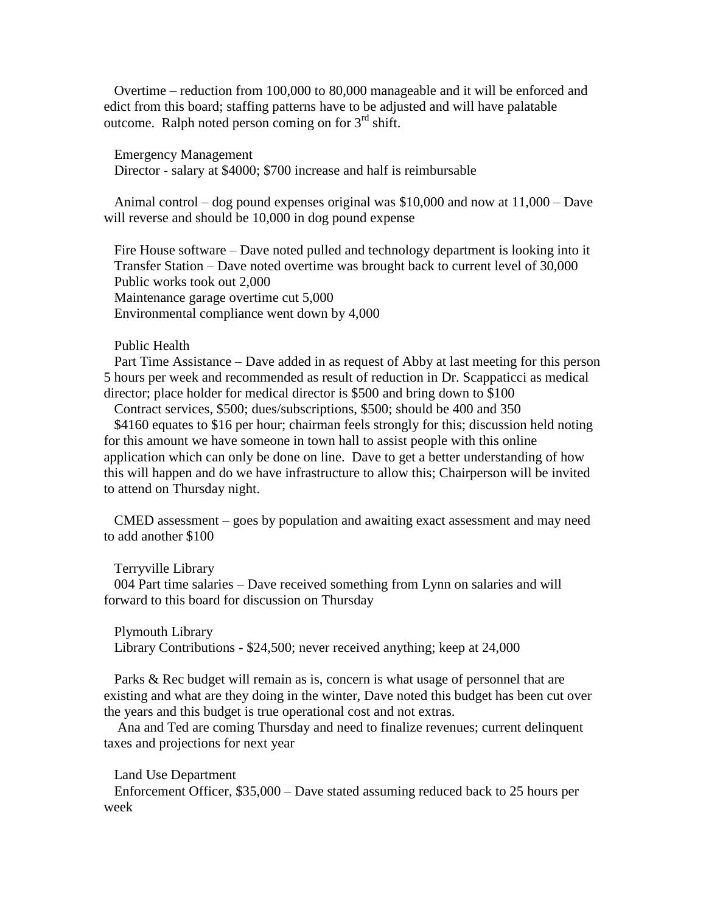Overtime – reduction from 100,000 to 80,000 manageable and it will be enforced and edict from this board; staffing patterns have to be adjusted and will have palatable outcome. Ralph noted person coming on for 3rd shift.

Emergency Management
Director - salary at $4000; $700 increase and half is reimbursable

Animal control – dog pound expenses original was $10,000 and now at 11,000 – Dave will reverse and should be 10,000 in dog pound expense

Fire House software – Dave noted pulled and technology department is looking into it
Transfer Station – Dave noted overtime was brought back to current level of 30,000
Public works took out 2,000
Maintenance garage overtime cut 5,000
Environmental compliance went down by 4,000

Public Health
Part Time Assistance – Dave added in as request of Abby at last meeting for this person 5 hours per week and recommended as result of reduction in Dr. Scappaticci as medical director; place holder for medical director is $500 and bring down to $100
Contract services, $500; dues/subscriptions, $500; should be 400 and 350
$4160 equates to $16 per hour; chairman feels strongly for this; discussion held noting for this amount we have someone in town hall to assist people with this online application which can only be done on line. Dave to get a better understanding of how this will happen and do we have infrastructure to allow this; Chairperson will be invited to attend on Thursday night.

CMED assessment – goes by population and awaiting exact assessment and may need to add another $100

Terryville Library
004 Part time salaries – Dave received something from Lynn on salaries and will forward to this board for discussion on Thursday

Plymouth Library
Library Contributions - $24,500; never received anything; keep at 24,000

Parks & Rec budget will remain as is, concern is what usage of personnel that are existing and what are they doing in the winter, Dave noted this budget has been cut over the years and this budget is true operational cost and not extras.
Ana and Ted are coming Thursday and need to finalize revenues; current delinquent taxes and projections for next year

Land Use Department
Enforcement Officer, $35,000 – Dave stated assuming reduced back to 25 hours per week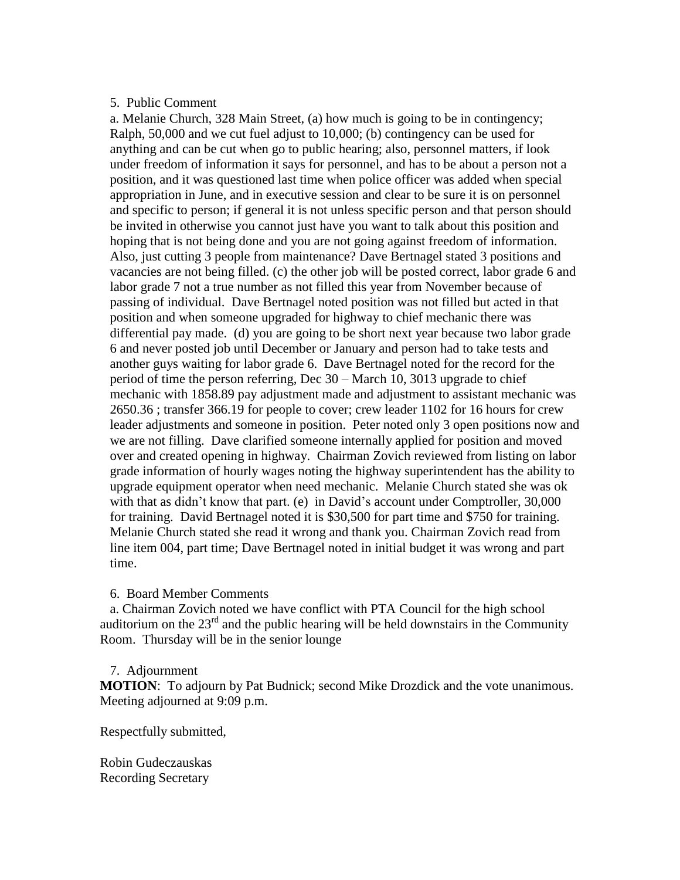5. Public Comment

a. Melanie Church, 328 Main Street, (a) how much is going to be in contingency; Ralph, 50,000 and we cut fuel adjust to 10,000; (b) contingency can be used for anything and can be cut when go to public hearing; also, personnel matters, if look under freedom of information it says for personnel, and has to be about a person not a position, and it was questioned last time when police officer was added when special appropriation in June, and in executive session and clear to be sure it is on personnel and specific to person; if general it is not unless specific person and that person should be invited in otherwise you cannot just have you want to talk about this position and hoping that is not being done and you are not going against freedom of information. Also, just cutting 3 people from maintenance? Dave Bertnagel stated 3 positions and vacancies are not being filled. (c) the other job will be posted correct, labor grade 6 and labor grade 7 not a true number as not filled this year from November because of passing of individual. Dave Bertnagel noted position was not filled but acted in that position and when someone upgraded for highway to chief mechanic there was differential pay made. (d) you are going to be short next year because two labor grade 6 and never posted job until December or January and person had to take tests and another guys waiting for labor grade 6. Dave Bertnagel noted for the record for the period of time the person referring, Dec 30 – March 10, 3013 upgrade to chief mechanic with 1858.89 pay adjustment made and adjustment to assistant mechanic was 2650.36 ; transfer 366.19 for people to cover; crew leader 1102 for 16 hours for crew leader adjustments and someone in position. Peter noted only 3 open positions now and we are not filling. Dave clarified someone internally applied for position and moved over and created opening in highway. Chairman Zovich reviewed from listing on labor grade information of hourly wages noting the highway superintendent has the ability to upgrade equipment operator when need mechanic. Melanie Church stated she was ok with that as didn't know that part. (e) in David's account under Comptroller, 30,000 for training. David Bertnagel noted it is $30,500 for part time and $750 for training. Melanie Church stated she read it wrong and thank you. Chairman Zovich read from line item 004, part time; Dave Bertnagel noted in initial budget it was wrong and part time.

6. Board Member Comments

a. Chairman Zovich noted we have conflict with PTA Council for the high school auditorium on the 23rd and the public hearing will be held downstairs in the Community Room. Thursday will be in the senior lounge

7. Adjournment

**MOTION**: To adjourn by Pat Budnick; second Mike Drozdick and the vote unanimous. Meeting adjourned at 9:09 p.m.

Respectfully submitted,

Robin Gudeczauskas
Recording Secretary